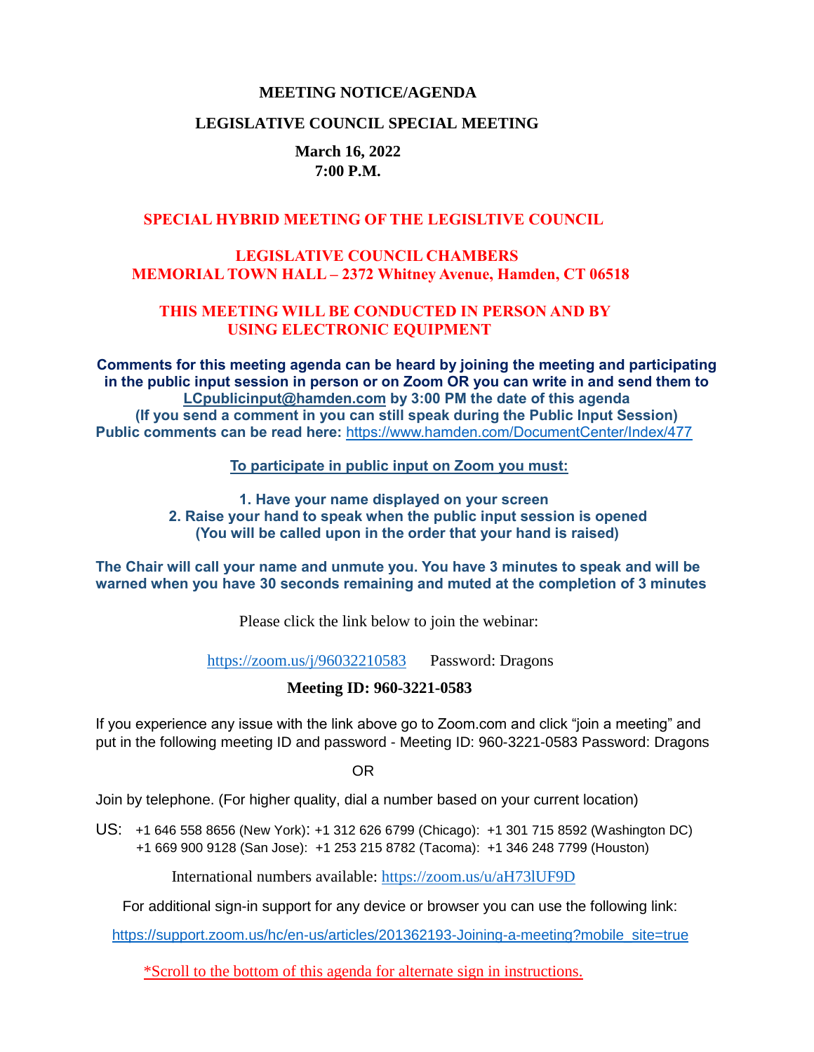# MEETING NOTICE/AGENDA

## LEGISLATIVE COUNCIL SPECIAL MEETING

**March 16, 2022**
**7:00 P.M.**

**SPECIAL HYBRID MEETING OF THE LEGISLTIVE COUNCIL**

**LEGISLATIVE COUNCIL CHAMBERS**
**MEMORIAL TOWN HALL – 2372 Whitney Avenue, Hamden, CT 06518**

**THIS MEETING WILL BE CONDUCTED IN PERSON AND BY USING ELECTRONIC EQUIPMENT**

**Comments for this meeting agenda can be heard by joining the meeting and participating in the public input session in person or on Zoom OR you can write in and send them to LCpublicinput@hamden.com by 3:00 PM the date of this agenda**
**(If you send a comment in you can still speak during the Public Input Session)**
**Public comments can be read here:** https://www.hamden.com/DocumentCenter/Index/477

**To participate in public input on Zoom you must:**

**1. Have your name displayed on your screen**
**2. Raise your hand to speak when the public input session is opened**
**(You will be called upon in the order that your hand is raised)**

**The Chair will call your name and unmute you. You have 3 minutes to speak and will be warned when you have 30 seconds remaining and muted at the completion of 3 minutes**

Please click the link below to join the webinar:

https://zoom.us/j/96032210583 Password: Dragons

**Meeting ID: 960-3221-0583**

If you experience any issue with the link above go to Zoom.com and click "join a meeting" and put in the following meeting ID and password - Meeting ID: 960-3221-0583 Password: Dragons

OR

Join by telephone. (For higher quality, dial a number based on your current location)

US: +1 646 558 8656 (New York): +1 312 626 6799 (Chicago): +1 301 715 8592 (Washington DC)
+1 669 900 9128 (San Jose): +1 253 215 8782 (Tacoma): +1 346 248 7799 (Houston)

International numbers available: https://zoom.us/u/aH73lUF9D

For additional sign-in support for any device or browser you can use the following link:

https://support.zoom.us/hc/en-us/articles/201362193-Joining-a-meeting?mobile_site=true

*Scroll to the bottom of this agenda for alternate sign in instructions.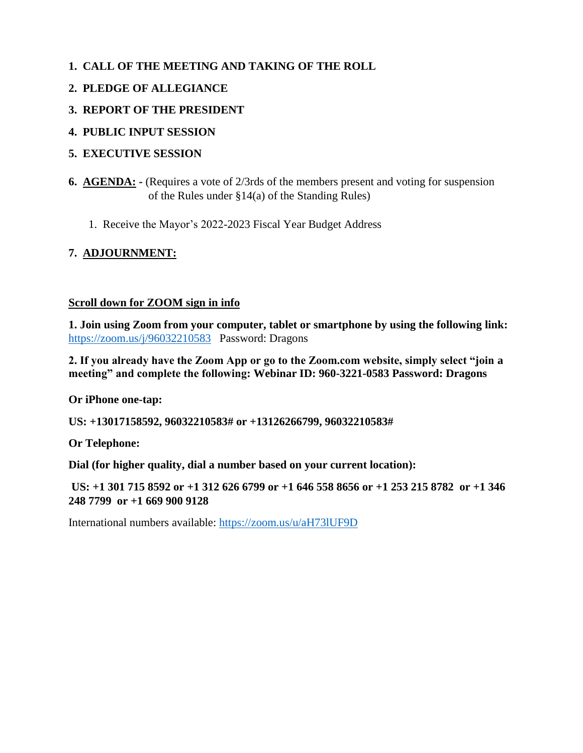1. **CALL OF THE MEETING AND TAKING OF THE ROLL**
2. **PLEDGE OF ALLEGIANCE**
3. **REPORT OF THE PRESIDENT**
4. **PUBLIC INPUT SESSION**
5. **EXECUTIVE SESSION**
6. **<u>AGENDA:</u> -** (Requires a vote of 2/3rds of the members present and voting for suspension of the Rules under §14(a) of the Standing Rules)

   1. Receive the Mayor's 2022-2023 Fiscal Year Budget Address

7. **<u>ADJOURNMENT:</u>**

**<u>Scroll down for ZOOM sign in info</u>**

**1. Join using Zoom from your computer, tablet or smartphone by using the following link:** https://zoom.us/j/96032210583 Password: Dragons

**2. If you already have the Zoom App or go to the Zoom.com website, simply select "join a meeting" and complete the following: Webinar ID: 960-3221-0583 Password: Dragons**

**Or iPhone one-tap:**

**US: +13017158592, 96032210583# or +13126266799, 96032210583#**

**Or Telephone:**

**Dial (for higher quality, dial a number based on your current location):**

**US: +1 301 715 8592 or +1 312 626 6799 or +1 646 558 8656 or +1 253 215 8782 or +1 346 248 7799 or +1 669 900 9128**

International numbers available: https://zoom.us/u/aH73lUF9D